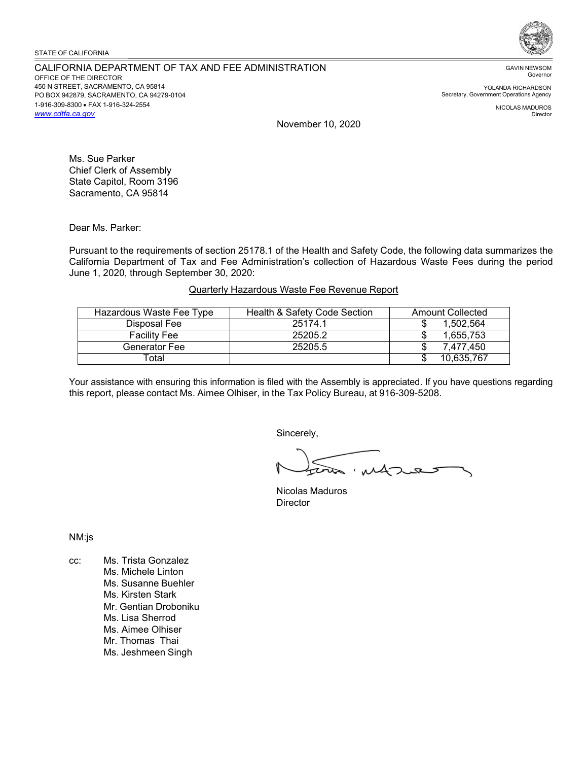STATE OF CALIFORNIA

CALIFORNIA DEPARTMENT OF TAX AND FEE ADMINISTRATION
OFFICE OF THE DIRECTOR
450 N STREET, SACRAMENTO, CA 95814
PO BOX 942879, SACRAMENTO, CA 94279-0104
1-916-309-8300 • FAX 1-916-324-2554
www.cdtfa.ca.gov

GAVIN NEWSOM
Governor

YOLANDA RICHARDSON
Secretary, Government Operations Agency

NICOLAS MADUROS
Director

November 10, 2020

Ms. Sue Parker
Chief Clerk of Assembly
State Capitol, Room 3196
Sacramento, CA 95814

Dear Ms. Parker:

Pursuant to the requirements of section 25178.1 of the Health and Safety Code, the following data summarizes the California Department of Tax and Fee Administration's collection of Hazardous Waste Fees during the period June 1, 2020, through September 30, 2020:

Quarterly Hazardous Waste Fee Revenue Report

| Hazardous Waste Fee Type | Health & Safety Code Section | Amount Collected |
|---|---|---|
| Disposal Fee | 25174.1 | $ 1,502,564 |
| Facility Fee | 25205.2 | $ 1,655,753 |
| Generator Fee | 25205.5 | $ 7,477,450 |
| Total | | $ 10,635,767 |

Your assistance with ensuring this information is filed with the Assembly is appreciated. If you have questions regarding this report, please contact Ms. Aimee Olhiser, in the Tax Policy Bureau, at 916-309-5208.

Sincerely,

Nicolas Maduros
Director

NM:js

cc: Ms. Trista Gonzalez
Ms. Michele Linton
Ms. Susanne Buehler
Ms. Kirsten Stark
Mr. Gentian Droboniku
Ms. Lisa Sherrod
Ms. Aimee Olhiser
Mr. Thomas Thai
Ms. Jeshmeen Singh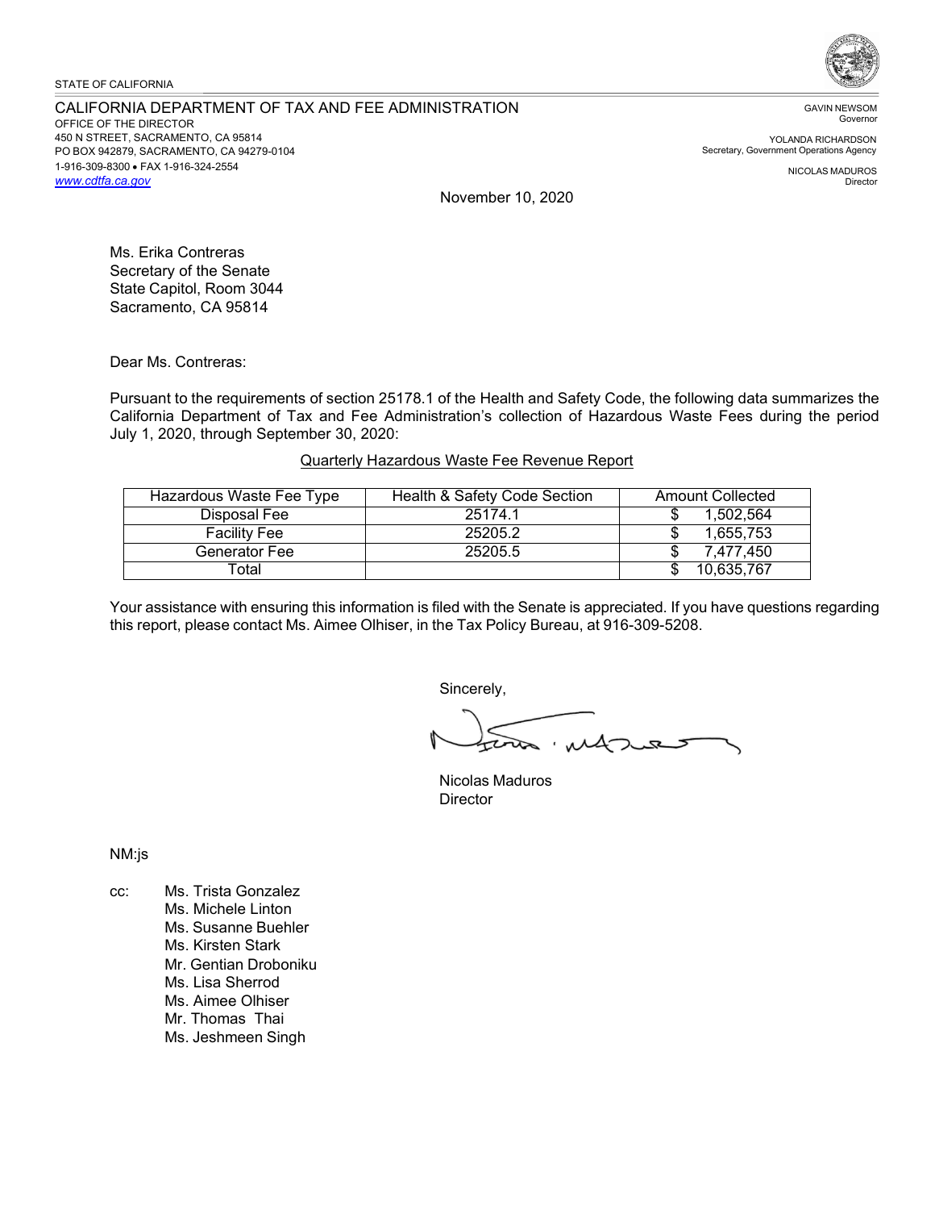STATE OF CALIFORNIA

CALIFORNIA DEPARTMENT OF TAX AND FEE ADMINISTRATION
OFFICE OF THE DIRECTOR
450 N STREET, SACRAMENTO, CA 95814
PO BOX 942879, SACRAMENTO, CA 94279-0104
1-916-309-8300 • FAX 1-916-324-2554
www.cdtfa.ca.gov

GAVIN NEWSOM
Governor

YOLANDA RICHARDSON
Secretary, Government Operations Agency

NICOLAS MADUROS
Director

November 10, 2020

Ms. Erika Contreras
Secretary of the Senate
State Capitol, Room 3044
Sacramento, CA 95814

Dear Ms. Contreras:

Pursuant to the requirements of section 25178.1 of the Health and Safety Code, the following data summarizes the California Department of Tax and Fee Administration's collection of Hazardous Waste Fees during the period July 1, 2020, through September 30, 2020:

Quarterly Hazardous Waste Fee Revenue Report

| Hazardous Waste Fee Type | Health & Safety Code Section | Amount Collected |
|---|---|---|
| Disposal Fee | 25174.1 | $ 1,502,564 |
| Facility Fee | 25205.2 | $ 1,655,753 |
| Generator Fee | 25205.5 | $ 7,477,450 |
| Total | | $ 10,635,767 |

Your assistance with ensuring this information is filed with the Senate is appreciated. If you have questions regarding this report, please contact Ms. Aimee Olhiser, in the Tax Policy Bureau, at 916-309-5208.

Sincerely,

Nicolas Maduros
Director

NM:js

cc: Ms. Trista Gonzalez
Ms. Michele Linton
Ms. Susanne Buehler
Ms. Kirsten Stark
Mr. Gentian Droboniku
Ms. Lisa Sherrod
Ms. Aimee Olhiser
Mr. Thomas Thai
Ms. Jeshmeen Singh